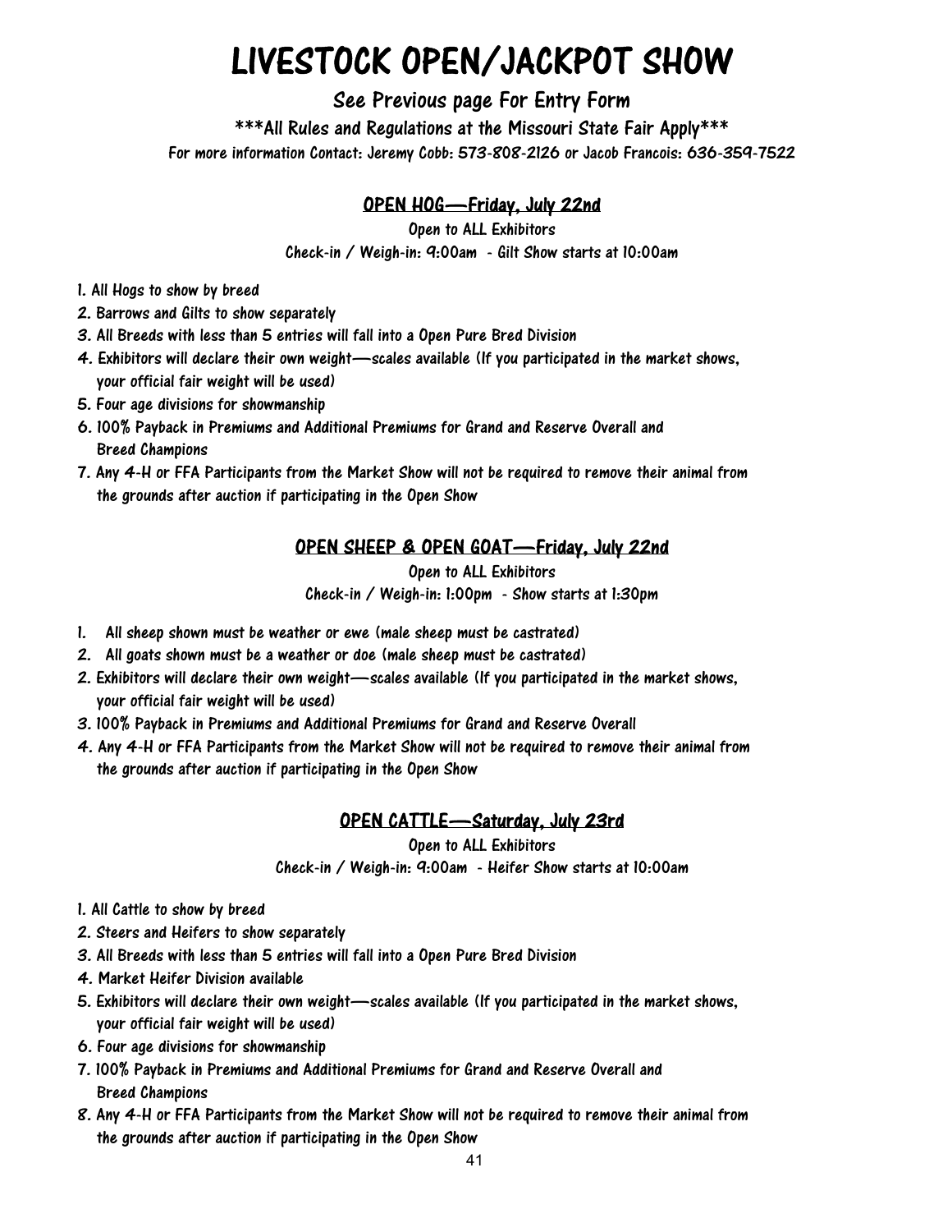# LIVESTOCK OPEN/JACKPOT SHOW

**See Previous page For Entry Form**

**\*\*\*All Rules and Regulations at the Missouri State Fair Apply\*\*\***

For more information Contact: Jeremy Cobb: 573-808-2126 or Jacob Francois: 636-359-7522

## OPEN HOG—Friday, July 22nd

Open to ALL Exhibitors

Check-in / Weigh-in: 9:00am - Gilt Show starts at 10:00am

1. All Hogs to show by breed
2. Barrows and Gilts to show separately
3. All Breeds with less than 5 entries will fall into a Open Pure Bred Division
4. Exhibitors will declare their own weight—scales available (If you participated in the market shows, your official fair weight will be used)
5. Four age divisions for showmanship
6. 100% Payback in Premiums and Additional Premiums for Grand and Reserve Overall and Breed Champions
7. Any 4-H or FFA Participants from the Market Show will not be required to remove their animal from the grounds after auction if participating in the Open Show

## OPEN SHEEP & OPEN GOAT—Friday, July 22nd

Open to ALL Exhibitors

Check-in / Weigh-in: 1:00pm - Show starts at 1:30pm

1. All sheep shown must be weather or ewe (male sheep must be castrated)
2. All goats shown must be a weather or doe (male sheep must be castrated)
2. Exhibitors will declare their own weight—scales available (If you participated in the market shows, your official fair weight will be used)
3. 100% Payback in Premiums and Additional Premiums for Grand and Reserve Overall
4. Any 4-H or FFA Participants from the Market Show will not be required to remove their animal from the grounds after auction if participating in the Open Show

## OPEN CATTLE—Saturday, July 23rd

Open to ALL Exhibitors

Check-in / Weigh-in: 9:00am - Heifer Show starts at 10:00am

1. All Cattle to show by breed
2. Steers and Heifers to show separately
3. All Breeds with less than 5 entries will fall into a Open Pure Bred Division
4. Market Heifer Division available
5. Exhibitors will declare their own weight—scales available (If you participated in the market shows, your official fair weight will be used)
6. Four age divisions for showmanship
7. 100% Payback in Premiums and Additional Premiums for Grand and Reserve Overall and Breed Champions
8. Any 4-H or FFA Participants from the Market Show will not be required to remove their animal from the grounds after auction if participating in the Open Show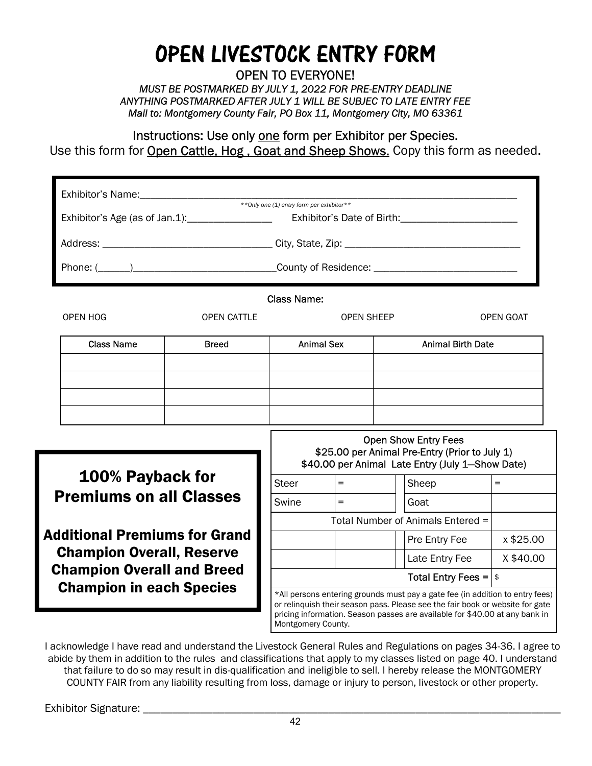# OPEN LIVESTOCK ENTRY FORM

OPEN TO EVERYONE!

*MUST BE POSTMARKED BY JULY 1, 2022 FOR PRE-ENTRY DEADLINE*
*ANYTHING POSTMARKED AFTER JULY 1 WILL BE SUBJEC TO LATE ENTRY FEE*
*Mail to: Montgomery County Fair, PO Box 11, Montgomery City, MO 63361*

Instructions: Use only <u>one</u> form per Exhibitor per Species.
Use this form for <u>Open Cattle, Hog , Goat and Sheep Shows.</u> Copy this form as needed.

Exhibitor's Name:______________________________________________________________________
*\*\*Only one (1) entry form per exhibitor\*\**

Exhibitor's Age (as of Jan.1):________________ Exhibitor's Date of Birth:______________________

Address: ________________________________ City, State, Zip: _________________________________

Phone: (______)__________________________County of Residence: ___________________________

Class Name:

OPEN HOG OPEN CATTLE OPEN SHEEP OPEN GOAT

| Class Name | Breed | Animal Sex | Animal Birth Date |
|---|---|---|---|
| | | | |
| | | | |
| | | | |
| | | | |

## 100% Payback for Premiums on all Classes

## Additional Premiums for Grand Champion Overall, Reserve Champion Overall and Breed Champion in each Species

Open Show Entry Fees
$25.00 per Animal Pre-Entry (Prior to July 1)
$40.00 per Animal Late Entry (July 1—Show Date)

| | | | | |
|---|---|---|---|---|
| Steer | = | | Sheep | = |
| Swine | = | | Goat | |
| Total Number of Animals Entered = | | | | |
| | | | Pre Entry Fee | x $25.00 |
| | | | Late Entry Fee | X $40.00 |
| | | | Total Entry Fees = | $ |

\*All persons entering grounds must pay a gate fee (in addition to entry fees) or relinquish their season pass. Please see the fair book or website for gate pricing information. Season passes are available for $40.00 at any bank in Montgomery County.

I acknowledge I have read and understand the Livestock General Rules and Regulations on pages 34-36. I agree to abide by them in addition to the rules and classifications that apply to my classes listed on page 40. I understand that failure to do so may result in dis-qualification and ineligible to sell. I hereby release the MONTGOMERY COUNTY FAIR from any liability resulting from loss, damage or injury to person, livestock or other property.

Exhibitor Signature: ____________________________________________________________________